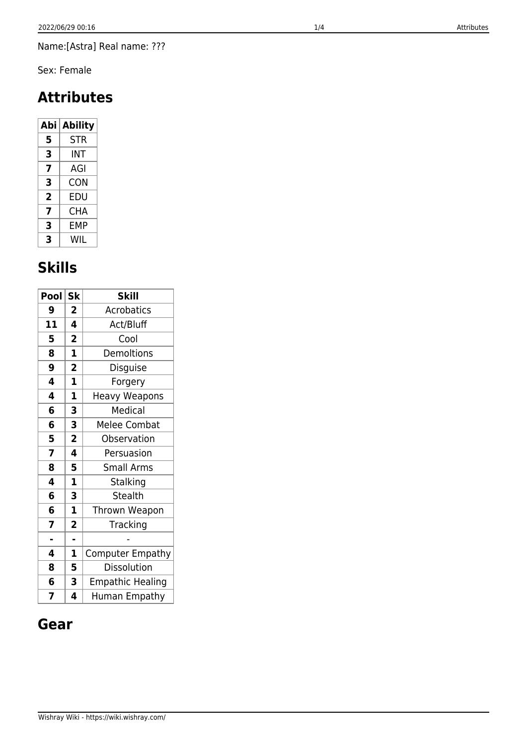Name:[Astra] Real name: ???

Sex: Female

# Attributes

| Abi | Ability |
|---|---|
| **5** | STR |
| **3** | INT |
| **7** | AGI |
| **3** | CON |
| **2** | EDU |
| **7** | CHA |
| **3** | EMP |
| **3** | WIL |

# Skills

| Pool | Sk | Skill |
|---|---|---|
| **9** | **2** | Acrobatics |
| **11** | **4** | Act/Bluff |
| **5** | **2** | Cool |
| **8** | **1** | Demoltions |
| **9** | **2** | Disguise |
| **4** | **1** | Forgery |
| **4** | **1** | Heavy Weapons |
| **6** | **3** | Medical |
| **6** | **3** | Melee Combat |
| **5** | **2** | Observation |
| **7** | **4** | Persuasion |
| **8** | **5** | Small Arms |
| **4** | **1** | Stalking |
| **6** | **3** | Stealth |
| **6** | **1** | Thrown Weapon |
| **7** | **2** | Tracking |
| **-** | **-** | - |
| **4** | **1** | Computer Empathy |
| **8** | **5** | Dissolution |
| **6** | **3** | Empathic Healing |
| **7** | **4** | Human Empathy |

# Gear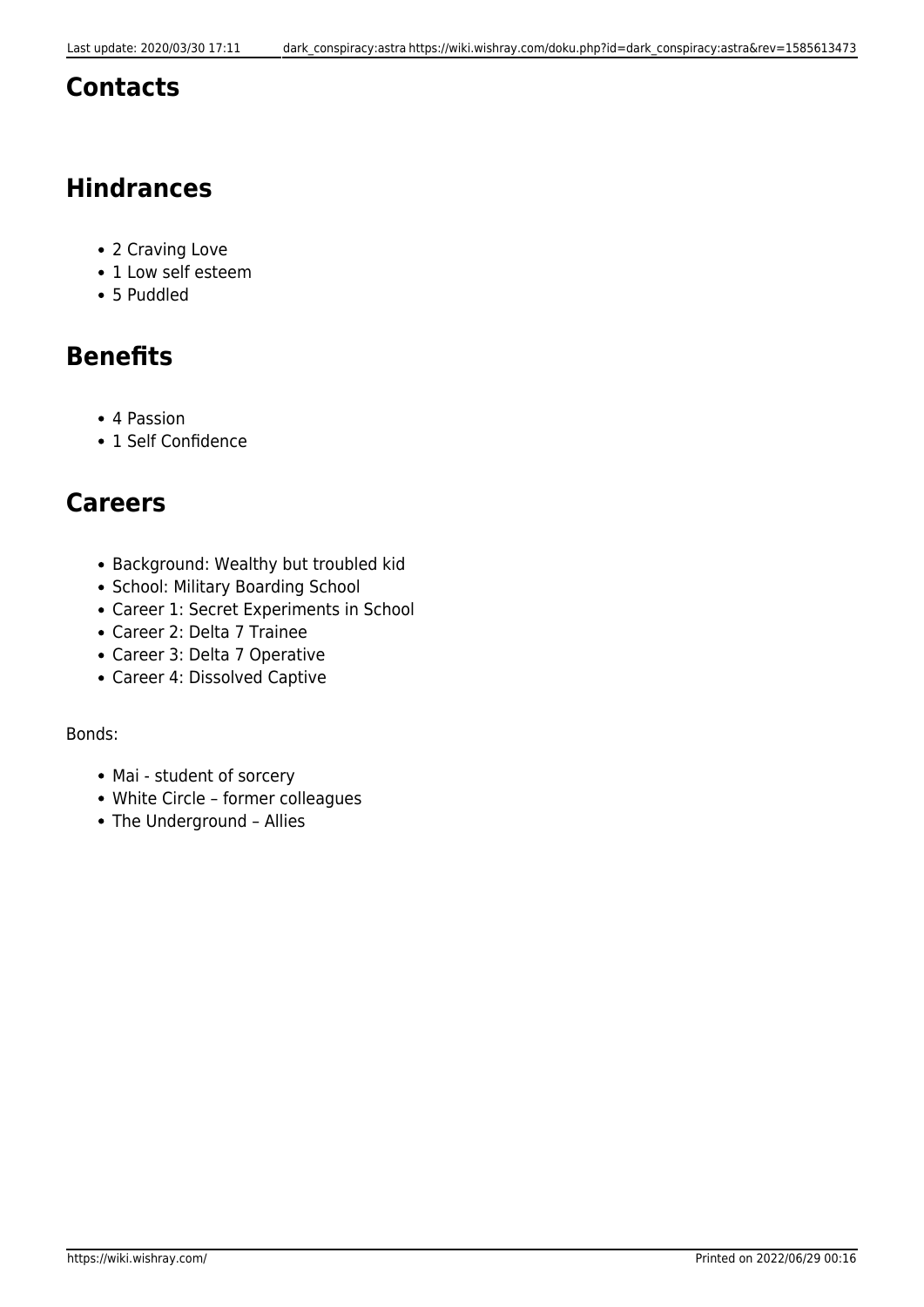## Contacts

## Hindrances

- 2 Craving Love
- 1 Low self esteem
- 5 Puddled

## Benefits

- 4 Passion
- 1 Self Confidence

## Careers

- Background: Wealthy but troubled kid
- School: Military Boarding School
- Career 1: Secret Experiments in School
- Career 2: Delta 7 Trainee
- Career 3: Delta 7 Operative
- Career 4: Dissolved Captive

Bonds:

- Mai - student of sorcery
- White Circle – former colleagues
- The Underground – Allies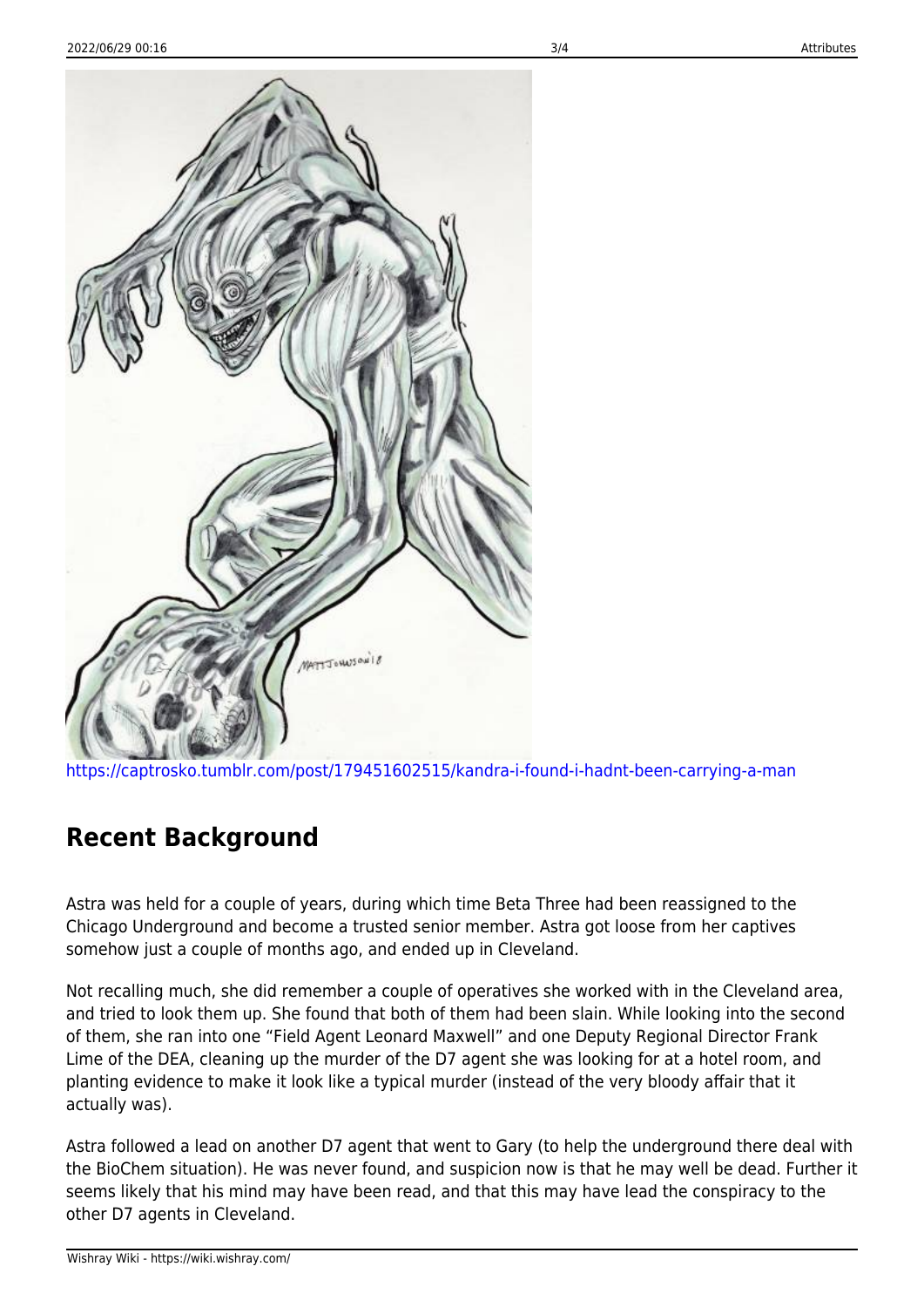https://captrosko.tumblr.com/post/179451602515/kandra-i-found-i-hadnt-been-carrying-a-man

## Recent Background

Astra was held for a couple of years, during which time Beta Three had been reassigned to the Chicago Underground and become a trusted senior member. Astra got loose from her captives somehow just a couple of months ago, and ended up in Cleveland.

Not recalling much, she did remember a couple of operatives she worked with in the Cleveland area, and tried to look them up. She found that both of them had been slain. While looking into the second of them, she ran into one “Field Agent Leonard Maxwell” and one Deputy Regional Director Frank Lime of the DEA, cleaning up the murder of the D7 agent she was looking for at a hotel room, and planting evidence to make it look like a typical murder (instead of the very bloody affair that it actually was).

Astra followed a lead on another D7 agent that went to Gary (to help the underground there deal with the BioChem situation). He was never found, and suspicion now is that he may well be dead. Further it seems likely that his mind may have been read, and that this may have lead the conspiracy to the other D7 agents in Cleveland.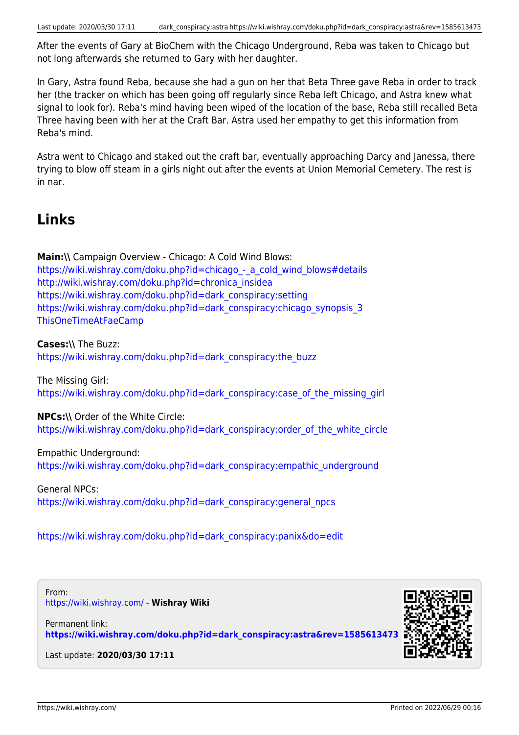After the events of Gary at BioChem with the Chicago Underground, Reba was taken to Chicago but not long afterwards she returned to Gary with her daughter.

In Gary, Astra found Reba, because she had a gun on her that Beta Three gave Reba in order to track her (the tracker on which has been going off regularly since Reba left Chicago, and Astra knew what signal to look for). Reba's mind having been wiped of the location of the base, Reba still recalled Beta Three having been with her at the Craft Bar. Astra used her empathy to get this information from Reba's mind.

Astra went to Chicago and staked out the craft bar, eventually approaching Darcy and Janessa, there trying to blow off steam in a girls night out after the events at Union Memorial Cemetery. The rest is in nar.

## Links

**Main:\\** Campaign Overview - Chicago: A Cold Wind Blows:
https://wiki.wishray.com/doku.php?id=chicago_-_a_cold_wind_blows#details
http://wiki.wishray.com/doku.php?id=chronica_insidea
https://wiki.wishray.com/doku.php?id=dark_conspiracy:setting
https://wiki.wishray.com/doku.php?id=dark_conspiracy:chicago_synopsis_3
ThisOneTimeAtFaeCamp

**Cases:\\** The Buzz:
https://wiki.wishray.com/doku.php?id=dark_conspiracy:the_buzz

The Missing Girl:
https://wiki.wishray.com/doku.php?id=dark_conspiracy:case_of_the_missing_girl

**NPCs:\\** Order of the White Circle:
https://wiki.wishray.com/doku.php?id=dark_conspiracy:order_of_the_white_circle

Empathic Underground:
https://wiki.wishray.com/doku.php?id=dark_conspiracy:empathic_underground

General NPCs:
https://wiki.wishray.com/doku.php?id=dark_conspiracy:general_npcs

https://wiki.wishray.com/doku.php?id=dark_conspiracy:panix&do=edit

From:
https://wiki.wishray.com/ - **Wishray Wiki**

Permanent link:
**https://wiki.wishray.com/doku.php?id=dark_conspiracy:astra&rev=1585613473**

Last update: **2020/03/30 17:11**